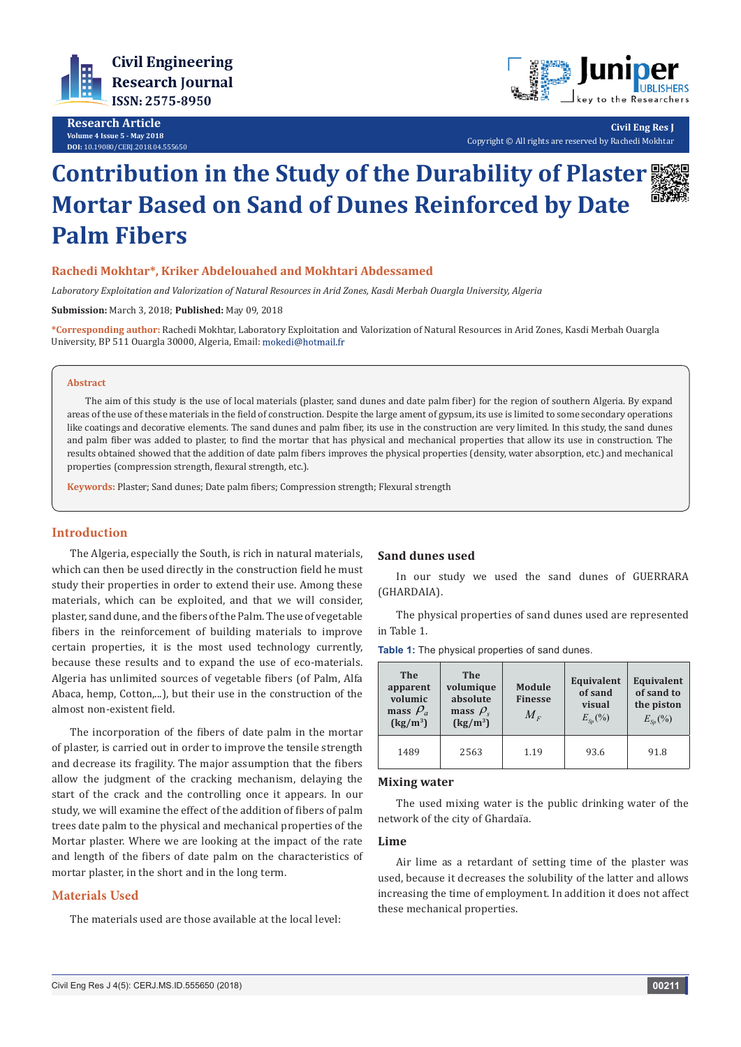Research Article

Volume 4 Issue 5 - May 2018

DOI: 10.19080/CERJ.2018.04.555650

Copyright © All rights are reserved by Rachedi Mokhtar

# Contribution in the Study of the Durability of Plaster Mortar Based on Sand of Dunes Reinforced by Date Palm Fibers

**Rachedi Mokhtar*, Kriker Abdelouahed and Mokhtari Abdessamed**

*Laboratory Exploitation and Valorization of Natural Resources in Arid Zones, Kasdi Merbah Ouargla University, Algeria*

**Submission:** March 3, 2018; **Published:** May 09, 2018

**\*Corresponding author:** Rachedi Mokhtar, Laboratory Exploitation and Valorization of Natural Resources in Arid Zones, Kasdi Merbah Ouargla University, BP 511 Ouargla 30000, Algeria, Email: mokedi@hotmail.fr

## Abstract

The aim of this study is the use of local materials (plaster, sand dunes and date palm fiber) for the region of southern Algeria. By expand areas of the use of these materials in the field of construction. Despite the large ament of gypsum, its use is limited to some secondary operations like coatings and decorative elements. The sand dunes and palm fiber, its use in the construction are very limited. In this study, the sand dunes and palm fiber was added to plaster, to find the mortar that has physical and mechanical properties that allow its use in construction. The results obtained showed that the addition of date palm fibers improves the physical properties (density, water absorption, etc.) and mechanical properties (compression strength, flexural strength, etc.).

**Keywords:** Plaster; Sand dunes; Date palm fibers; Compression strength; Flexural strength

## Introduction

The Algeria, especially the South, is rich in natural materials, which can then be used directly in the construction field he must study their properties in order to extend their use. Among these materials, which can be exploited, and that we will consider, plaster, sand dune, and the fibers of the Palm. The use of vegetable fibers in the reinforcement of building materials to improve certain properties, it is the most used technology currently, because these results and to expand the use of eco-materials. Algeria has unlimited sources of vegetable fibers (of Palm, Alfa Abaca, hemp, Cotton,...), but their use in the construction of the almost non-existent field.

The incorporation of the fibers of date palm in the mortar of plaster, is carried out in order to improve the tensile strength and decrease its fragility. The major assumption that the fibers allow the judgment of the cracking mechanism, delaying the start of the crack and the controlling once it appears. In our study, we will examine the effect of the addition of fibers of palm trees date palm to the physical and mechanical properties of the Mortar plaster. Where we are looking at the impact of the rate and length of the fibers of date palm on the characteristics of mortar plaster, in the short and in the long term.

## Materials Used

The materials used are those available at the local level:

### Sand dunes used

In our study we used the sand dunes of GUERRARA (GHARDAIA).

The physical properties of sand dunes used are represented in Table 1.

**Table 1:** The physical properties of sand dunes.

| The apparent volumic mass $\rho_a$ (kg/m$^3$) | The volumique absolute mass $\rho_s$ (kg/m$^3$) | Module Finesse $M_F$ | Equivalent of sand visual $E_{Sp}$(%) | Equivalent of sand to the piston $E_{Sp}$(%) |
|---|---|---|---|---|
| 1489 | 2563 | 1.19 | 93.6 | 91.8 |

### Mixing water

The used mixing water is the public drinking water of the network of the city of Ghardaïa.

### Lime

Air lime as a retardant of setting time of the plaster was used, because it decreases the solubility of the latter and allows increasing the time of employment. In addition it does not affect these mechanical properties.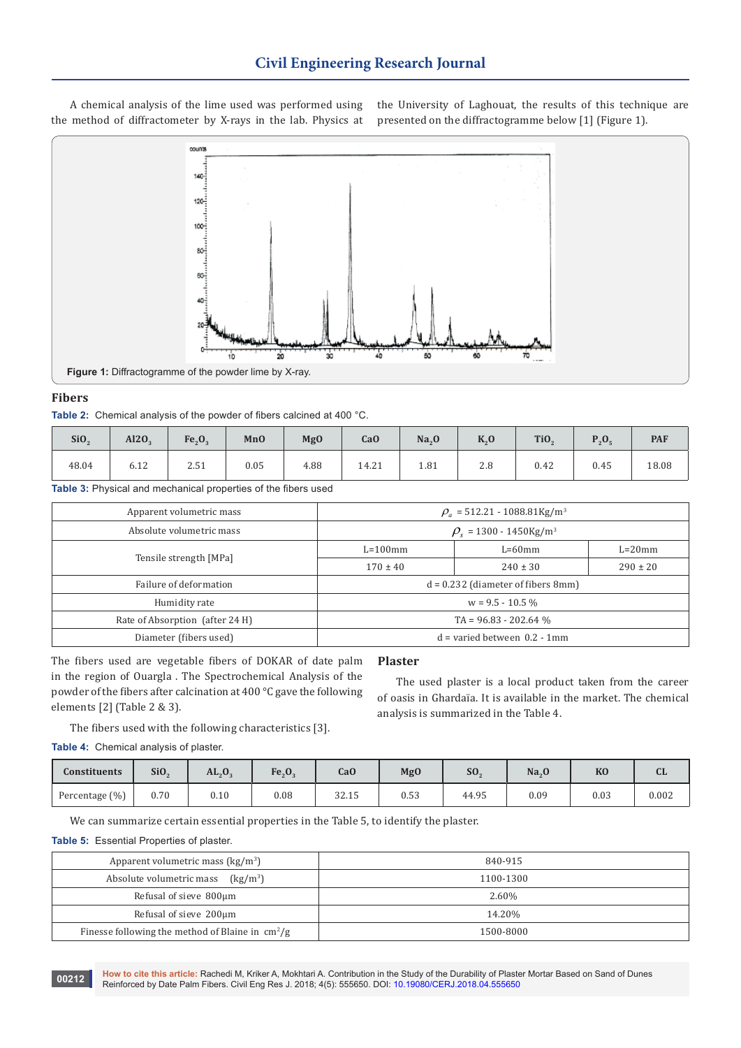A chemical analysis of the lime used was performed using the method of diffractometer by X-rays in the lab. Physics at the University of Laghouat, the results of this technique are presented on the diffractogramme below [1] (Figure 1).

**Figure 1:** Diffractogramme of the powder lime by X-ray.

## Fibers

**Table 2:** Chemical analysis of the powder of fibers calcined at 400 °C.

| $SiO_2$ | $Al2O_3$ | $Fe_2O_3$ | MnO | MgO | CaO | $Na_2O$ | $K_2O$ | $TiO_2$ | $P_2O_5$ | PAF |
|---|---|---|---|---|---|---|---|---|---|---|
| 48.04 | 6.12 | 2.51 | 0.05 | 4.88 | 14.21 | 1.81 | 2.8 | 0.42 | 0.45 | 18.08 |

**Table 3:** Physical and mechanical properties of the fibers used

| Property | | | |
|---|---|---|---|
| Apparent volumetric mass | $\rho_a$ = 512.21 - 1088.81Kg/m³ | | |
| Absolute volumetric mass | $\rho_s$ = 1300 - 1450Kg/m³ | | |
| Tensile strength [MPa] | L=100mm | L=60mm | L=20mm |
| | 170 ± 40 | 240 ± 30 | 290 ± 20 |
| Failure of deformation | d = 0.232 (diameter of fibers 8mm) | | |
| Humidity rate | w = 9.5 - 10.5 % | | |
| Rate of Absorption (after 24 H) | TA = 96.83 - 202.64 % | | |
| Diameter (fibers used) | d = varied between 0.2 - 1mm | | |

The fibers used are vegetable fibers of DOKAR of date palm in the region of Ouargla . The Spectrochemical Analysis of the powder of the fibers after calcination at 400 °C gave the following elements [2] (Table 2 & 3).

The fibers used with the following characteristics [3].

## Plaster

The used plaster is a local product taken from the career of oasis in Ghardaïa. It is available in the market. The chemical analysis is summarized in the Table 4.

**Table 4:** Chemical analysis of plaster.

| Constituents | $SiO_2$ | $AL_2O_3$ | $Fe_2O_3$ | CaO | MgO | $SO_2$ | $Na_2O$ | KO | CL |
|---|---|---|---|---|---|---|---|---|---|
| Percentage (%) | 0.70 | 0.10 | 0.08 | 32.15 | 0.53 | 44.95 | 0.09 | 0.03 | 0.002 |

We can summarize certain essential properties in the Table 5, to identify the plaster.

**Table 5:** Essential Properties of plaster.

| Property | Value |
|---|---|
| Apparent volumetric mass (kg/m³) | 840-915 |
| Absolute volumetric mass (kg/m³) | 1100-1300 |
| Refusal of sieve 800µm | 2.60% |
| Refusal of sieve 200µm | 14.20% |
| Finesse following the method of Blaine in cm²/g | 1500-8000 |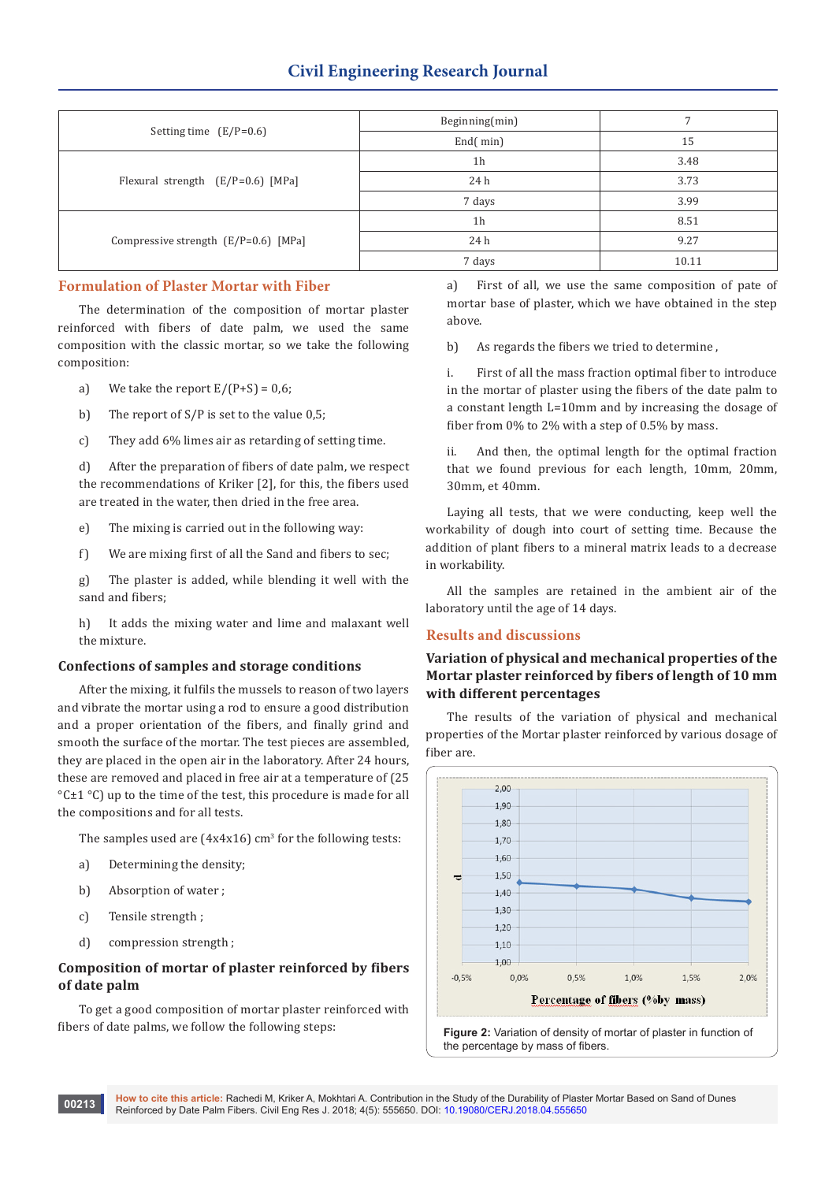| | | |
|---|---|---|
| Setting time (E/P=0.6) | Beginning(min) | 7 |
| | End( min) | 15 |
| Flexural strength (E/P=0.6) [MPa] | 1h | 3.48 |
| | 24 h | 3.73 |
| | 7 days | 3.99 |
| Compressive strength (E/P=0.6) [MPa] | 1h | 8.51 |
| | 24 h | 9.27 |
| | 7 days | 10.11 |

## Formulation of Plaster Mortar with Fiber

The determination of the composition of mortar plaster reinforced with fibers of date palm, we used the same composition with the classic mortar, so we take the following composition:

a) We take the report E/(P+S) = 0,6;

b) The report of S/P is set to the value 0,5;

c) They add 6% limes air as retarding of setting time.

d) After the preparation of fibers of date palm, we respect the recommendations of Kriker [2], for this, the fibers used are treated in the water, then dried in the free area.

e) The mixing is carried out in the following way:

f) We are mixing first of all the Sand and fibers to sec;

g) The plaster is added, while blending it well with the sand and fibers;

h) It adds the mixing water and lime and malaxant well the mixture.

### Confections of samples and storage conditions

After the mixing, it fulfils the mussels to reason of two layers and vibrate the mortar using a rod to ensure a good distribution and a proper orientation of the fibers, and finally grind and smooth the surface of the mortar. The test pieces are assembled, they are placed in the open air in the laboratory. After 24 hours, these are removed and placed in free air at a temperature of (25 °C±1 °C) up to the time of the test, this procedure is made for all the compositions and for all tests.

The samples used are (4x4x16) cm³ for the following tests:

a) Determining the density;

b) Absorption of water ;

c) Tensile strength ;

d) compression strength ;

### Composition of mortar of plaster reinforced by fibers of date palm

To get a good composition of mortar plaster reinforced with fibers of date palms, we follow the following steps:

a) First of all, we use the same composition of pate of mortar base of plaster, which we have obtained in the step above.

b) As regards the fibers we tried to determine ,

i. First of all the mass fraction optimal fiber to introduce in the mortar of plaster using the fibers of the date palm to a constant length L=10mm and by increasing the dosage of fiber from 0% to 2% with a step of 0.5% by mass.

ii. And then, the optimal length for the optimal fraction that we found previous for each length, 10mm, 20mm, 30mm, et 40mm.

Laying all tests, that we were conducting, keep well the workability of dough into court of setting time. Because the addition of plant fibers to a mineral matrix leads to a decrease in workability.

All the samples are retained in the ambient air of the laboratory until the age of 14 days.

## Results and discussions

### Variation of physical and mechanical properties of the Mortar plaster reinforced by fibers of length of 10 mm with different percentages

The results of the variation of physical and mechanical properties of the Mortar plaster reinforced by various dosage of fiber are.

**Figure 2:** Variation of density of mortar of plaster in function of the percentage by mass of fibers.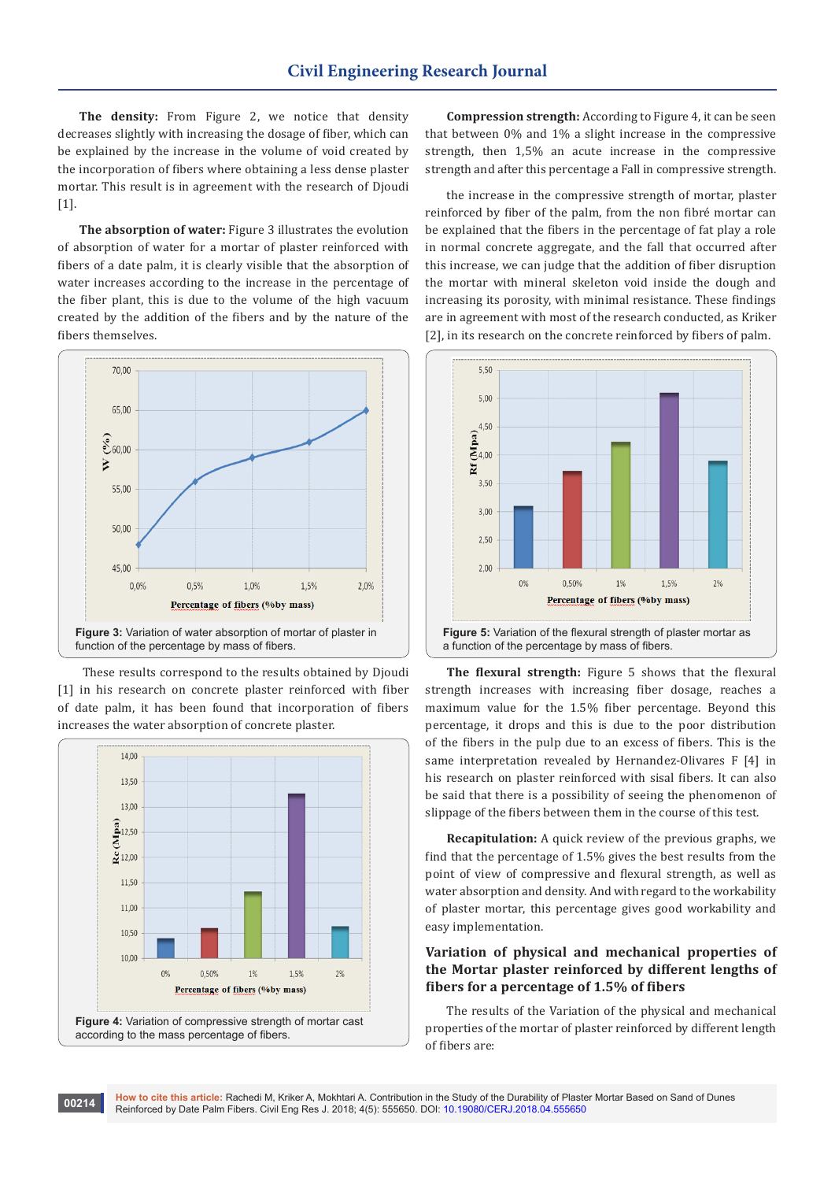**The density:** From Figure 2, we notice that density decreases slightly with increasing the dosage of fiber, which can be explained by the increase in the volume of void created by the incorporation of fibers where obtaining a less dense plaster mortar. This result is in agreement with the research of Djoudi [1].

**The absorption of water:** Figure 3 illustrates the evolution of absorption of water for a mortar of plaster reinforced with fibers of a date palm, it is clearly visible that the absorption of water increases according to the increase in the percentage of the fiber plant, this is due to the volume of the high vacuum created by the addition of the fibers and by the nature of the fibers themselves.

**Figure 3:** Variation of water absorption of mortar of plaster in function of the percentage by mass of fibers.

These results correspond to the results obtained by Djoudi [1] in his research on concrete plaster reinforced with fiber of date palm, it has been found that incorporation of fibers increases the water absorption of concrete plaster.

**Figure 4:** Variation of compressive strength of mortar cast according to the mass percentage of fibers.

**Compression strength:** According to Figure 4, it can be seen that between 0% and 1% a slight increase in the compressive strength, then 1,5% an acute increase in the compressive strength and after this percentage a Fall in compressive strength.

the increase in the compressive strength of mortar, plaster reinforced by fiber of the palm, from the non fibré mortar can be explained that the fibers in the percentage of fat play a role in normal concrete aggregate, and the fall that occurred after this increase, we can judge that the addition of fiber disruption the mortar with mineral skeleton void inside the dough and increasing its porosity, with minimal resistance. These findings are in agreement with most of the research conducted, as Kriker [2], in its research on the concrete reinforced by fibers of palm.

**Figure 5:** Variation of the flexural strength of plaster mortar as a function of the percentage by mass of fibers.

**The flexural strength:** Figure 5 shows that the flexural strength increases with increasing fiber dosage, reaches a maximum value for the 1.5% fiber percentage. Beyond this percentage, it drops and this is due to the poor distribution of the fibers in the pulp due to an excess of fibers. This is the same interpretation revealed by Hernandez-Olivares F [4] in his research on plaster reinforced with sisal fibers. It can also be said that there is a possibility of seeing the phenomenon of slippage of the fibers between them in the course of this test.

**Recapitulation:** A quick review of the previous graphs, we find that the percentage of 1.5% gives the best results from the point of view of compressive and flexural strength, as well as water absorption and density. And with regard to the workability of plaster mortar, this percentage gives good workability and easy implementation.

## Variation of physical and mechanical properties of the Mortar plaster reinforced by different lengths of fibers for a percentage of 1.5% of fibers

The results of the Variation of the physical and mechanical properties of the mortar of plaster reinforced by different length of fibers are: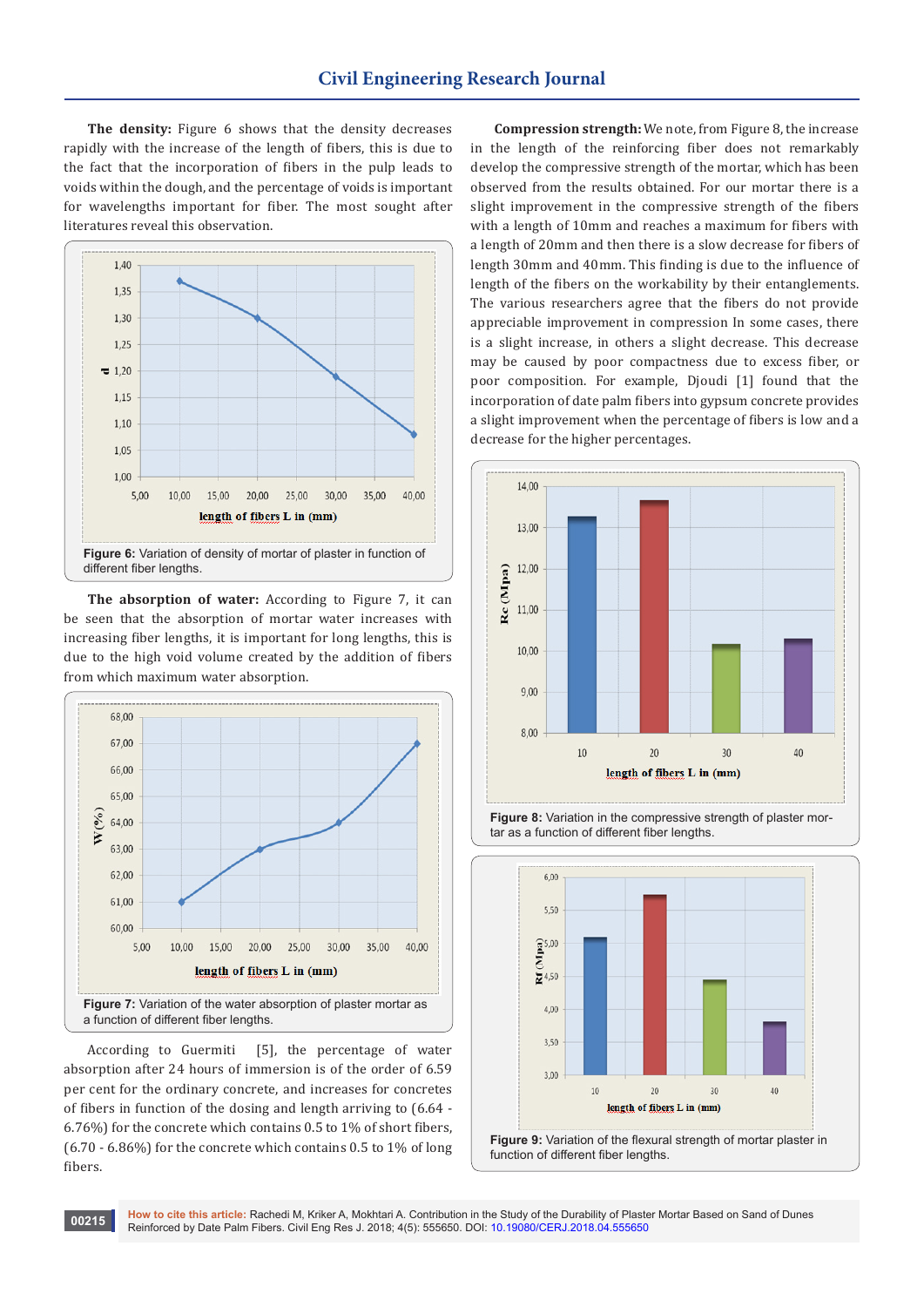**The density:** Figure 6 shows that the density decreases rapidly with the increase of the length of fibers, this is due to the fact that the incorporation of fibers in the pulp leads to voids within the dough, and the percentage of voids is important for wavelengths important for fiber. The most sought after literatures reveal this observation.

Figure 6: Variation of density of mortar of plaster in function of different fiber lengths.

**The absorption of water:** According to Figure 7, it can be seen that the absorption of mortar water increases with increasing fiber lengths, it is important for long lengths, this is due to the high void volume created by the addition of fibers from which maximum water absorption.

Figure 7: Variation of the water absorption of plaster mortar as a function of different fiber lengths.

According to Guermiti [5], the percentage of water absorption after 24 hours of immersion is of the order of 6.59 per cent for the ordinary concrete, and increases for concretes of fibers in function of the dosing and length arriving to (6.64 - 6.76%) for the concrete which contains 0.5 to 1% of short fibers, (6.70 - 6.86%) for the concrete which contains 0.5 to 1% of long fibers.

**Compression strength:** We note, from Figure 8, the increase in the length of the reinforcing fiber does not remarkably develop the compressive strength of the mortar, which has been observed from the results obtained. For our mortar there is a slight improvement in the compressive strength of the fibers with a length of 10mm and reaches a maximum for fibers with a length of 20mm and then there is a slow decrease for fibers of length 30mm and 40mm. This finding is due to the influence of length of the fibers on the workability by their entanglements. The various researchers agree that the fibers do not provide appreciable improvement in compression In some cases, there is a slight increase, in others a slight decrease. This decrease may be caused by poor compactness due to excess fiber, or poor composition. For example, Djoudi [1] found that the incorporation of date palm fibers into gypsum concrete provides a slight improvement when the percentage of fibers is low and a decrease for the higher percentages.

Figure 8: Variation in the compressive strength of plaster mortar as a function of different fiber lengths.

Figure 9: Variation of the flexural strength of mortar plaster in function of different fiber lengths.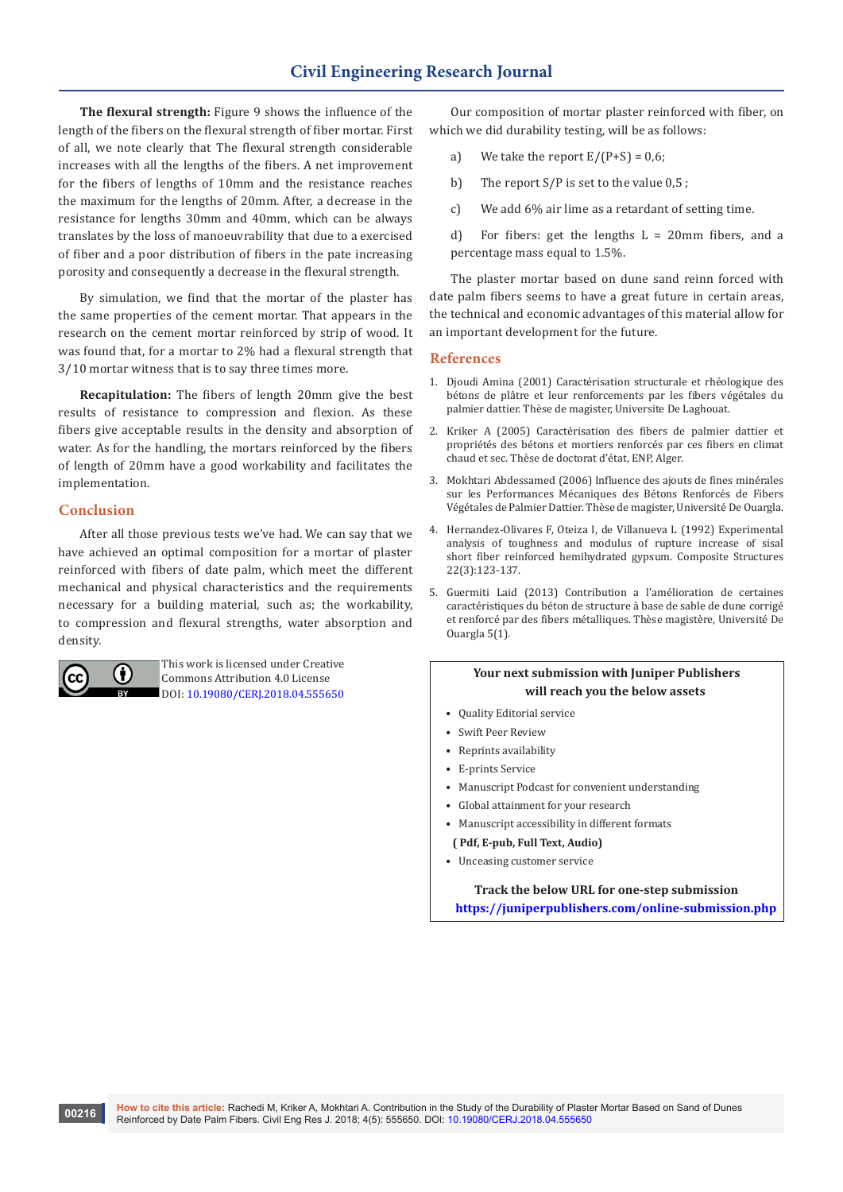**The flexural strength:** Figure 9 shows the influence of the length of the fibers on the flexural strength of fiber mortar. First of all, we note clearly that The flexural strength considerable increases with all the lengths of the fibers. A net improvement for the fibers of lengths of 10mm and the resistance reaches the maximum for the lengths of 20mm. After, a decrease in the resistance for lengths 30mm and 40mm, which can be always translates by the loss of manoeuvrability that due to a exercised of fiber and a poor distribution of fibers in the pate increasing porosity and consequently a decrease in the flexural strength.

By simulation, we find that the mortar of the plaster has the same properties of the cement mortar. That appears in the research on the cement mortar reinforced by strip of wood. It was found that, for a mortar to 2% had a flexural strength that 3/10 mortar witness that is to say three times more.

**Recapitulation:** The fibers of length 20mm give the best results of resistance to compression and flexion. As these fibers give acceptable results in the density and absorption of water. As for the handling, the mortars reinforced by the fibers of length of 20mm have a good workability and facilitates the implementation.

## Conclusion

After all those previous tests we've had. We can say that we have achieved an optimal composition for a mortar of plaster reinforced with fibers of date palm, which meet the different mechanical and physical characteristics and the requirements necessary for a building material, such as; the workability, to compression and flexural strengths, water absorption and density.

Our composition of mortar plaster reinforced with fiber, on which we did durability testing, will be as follows:

a) We take the report E/(P+S) = 0,6;

b) The report S/P is set to the value 0,5 ;

c) We add 6% air lime as a retardant of setting time.

d) For fibers: get the lengths L = 20mm fibers, and a percentage mass equal to 1.5%.

The plaster mortar based on dune sand reinn forced with date palm fibers seems to have a great future in certain areas, the technical and economic advantages of this material allow for an important development for the future.

This work is licensed under Creative Commons Attribution 4.0 License
DOI: 10.19080/CERJ.2018.04.555650

## References

1. Djoudi Amina (2001) Caractérisation structurale et rhéologique des bétons de plâtre et leur renforcements par les fibers végétales du palmier dattier. Thèse de magister, Universite De Laghouat.
2. Kriker A (2005) Caractérisation des fibers de palmier dattier et propriétés des bétons et mortiers renforcés par ces fibers en climat chaud et sec. Thèse de doctorat d'état, ENP, Alger.
3. Mokhtari Abdessamed (2006) Influence des ajouts de fines minérales sur les Performances Mécaniques des Bétons Renforcés de Fibers Végétales de Palmier Dattier. Thèse de magister, Université De Ouargla.
4. Hernandez-Olivares F, Oteiza I, de Villanueva L (1992) Experimental analysis of toughness and modulus of rupture increase of sisal short fiber reinforced hemihydrated gypsum. Composite Structures 22(3):123-137.
5. Guermiti Laid (2013) Contribution a l'amélioration de certaines caractéristiques du béton de structure à base de sable de dune corrigé et renforcé par des fibers métalliques. Thèse magistère, Université De Ouargla 5(1).

**Your next submission with Juniper Publishers will reach you the below assets**

- Quality Editorial service
- Swift Peer Review
- Reprints availability
- E-prints Service
- Manuscript Podcast for convenient understanding
- Global attainment for your research
- Manuscript accessibility in different formats

**( Pdf, E-pub, Full Text, Audio)**

- Unceasing customer service

**Track the below URL for one-step submission**
**https://juniperpublishers.com/online-submission.php**

**How to cite this article:** Rachedi M, Kriker A, Mokhtari A. Contribution in the Study of the Durability of Plaster Mortar Based on Sand of Dunes Reinforced by Date Palm Fibers. Civil Eng Res J. 2018; 4(5): 555650. DOI: 10.19080/CERJ.2018.04.555650